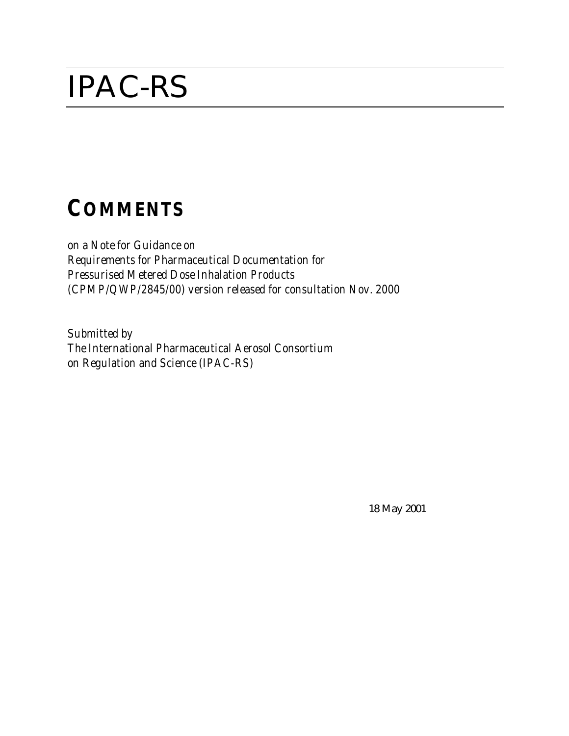# IPAC-RS

## COMMENTS

*on a Note for Guidance on*
*Requirements for Pharmaceutical Documentation for*
*Pressurised Metered Dose Inhalation Products*
*(CPMP/QWP/2845/00) version released for consultation Nov. 2000*

*Submitted by*
*The International Pharmaceutical Aerosol Consortium*
*on Regulation and Science (IPAC-RS)*

18 May 2001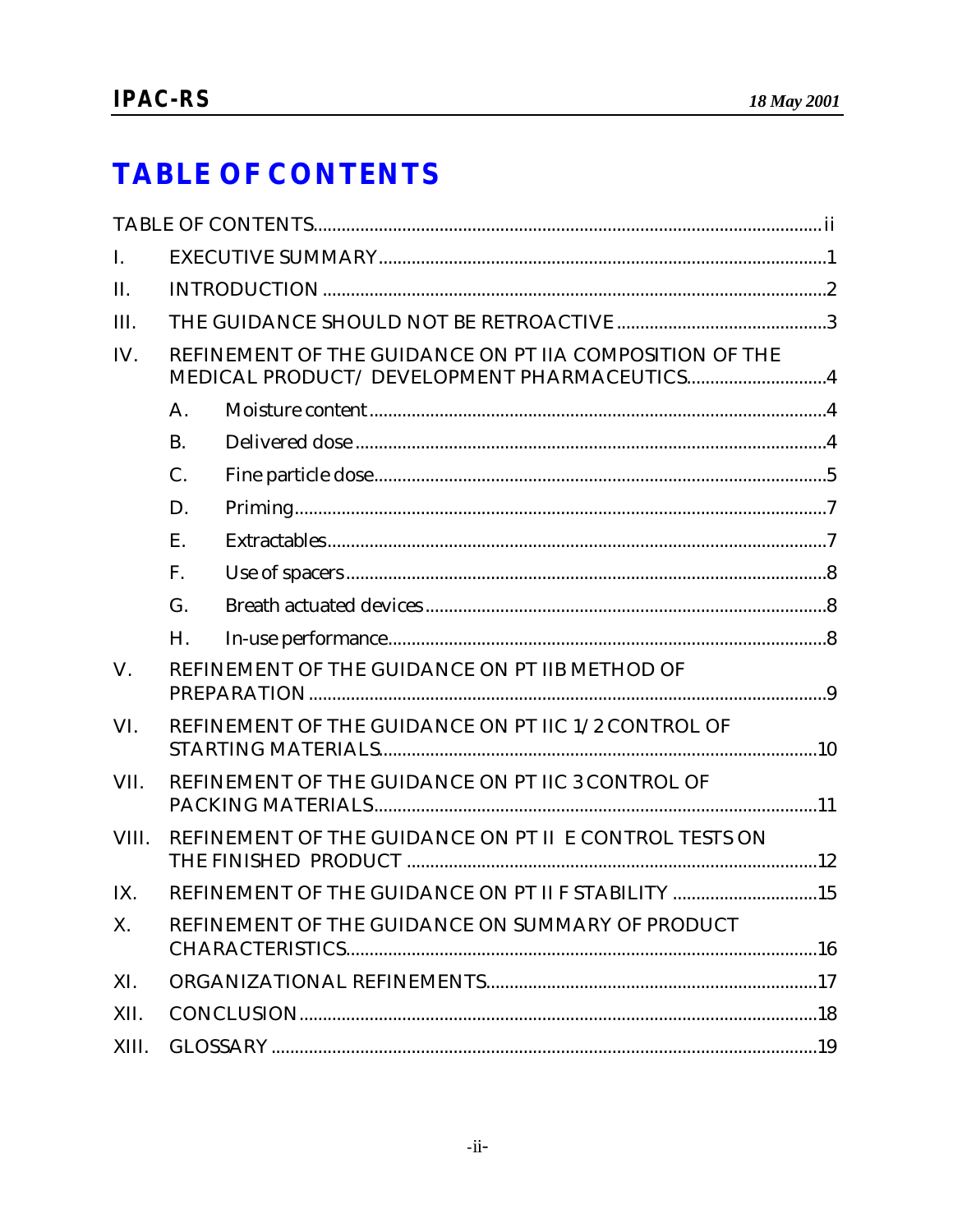# TABLE OF CONTENTS

TABLE OF CONTENTS....ii

I. EXECUTIVE SUMMARY....1

II. INTRODUCTION....2

III. THE GUIDANCE SHOULD NOT BE RETROACTIVE....3

IV. REFINEMENT OF THE GUIDANCE ON PT IIA COMPOSITION OF THE MEDICAL PRODUCT/ DEVELOPMENT PHARMACEUTICS....4

- A. Moisture content....4
- B. Delivered dose....4
- C. Fine particle dose....5
- D. Priming....7
- E. Extractables....7
- F. Use of spacers....8
- G. Breath actuated devices....8
- H. In-use performance....8

V. REFINEMENT OF THE GUIDANCE ON PT IIB METHOD OF PREPARATION....9

VI. REFINEMENT OF THE GUIDANCE ON PT IIC 1/2 CONTROL OF STARTING MATERIALS....10

VII. REFINEMENT OF THE GUIDANCE ON PT IIC 3 CONTROL OF PACKING MATERIALS....11

VIII. REFINEMENT OF THE GUIDANCE ON PT II E CONTROL TESTS ON THE FINISHED PRODUCT....12

IX. REFINEMENT OF THE GUIDANCE ON PT II F STABILITY....15

X. REFINEMENT OF THE GUIDANCE ON SUMMARY OF PRODUCT CHARACTERISTICS....16

XI. ORGANIZATIONAL REFINEMENTS....17

XII. CONCLUSION....18

XIII. GLOSSARY....19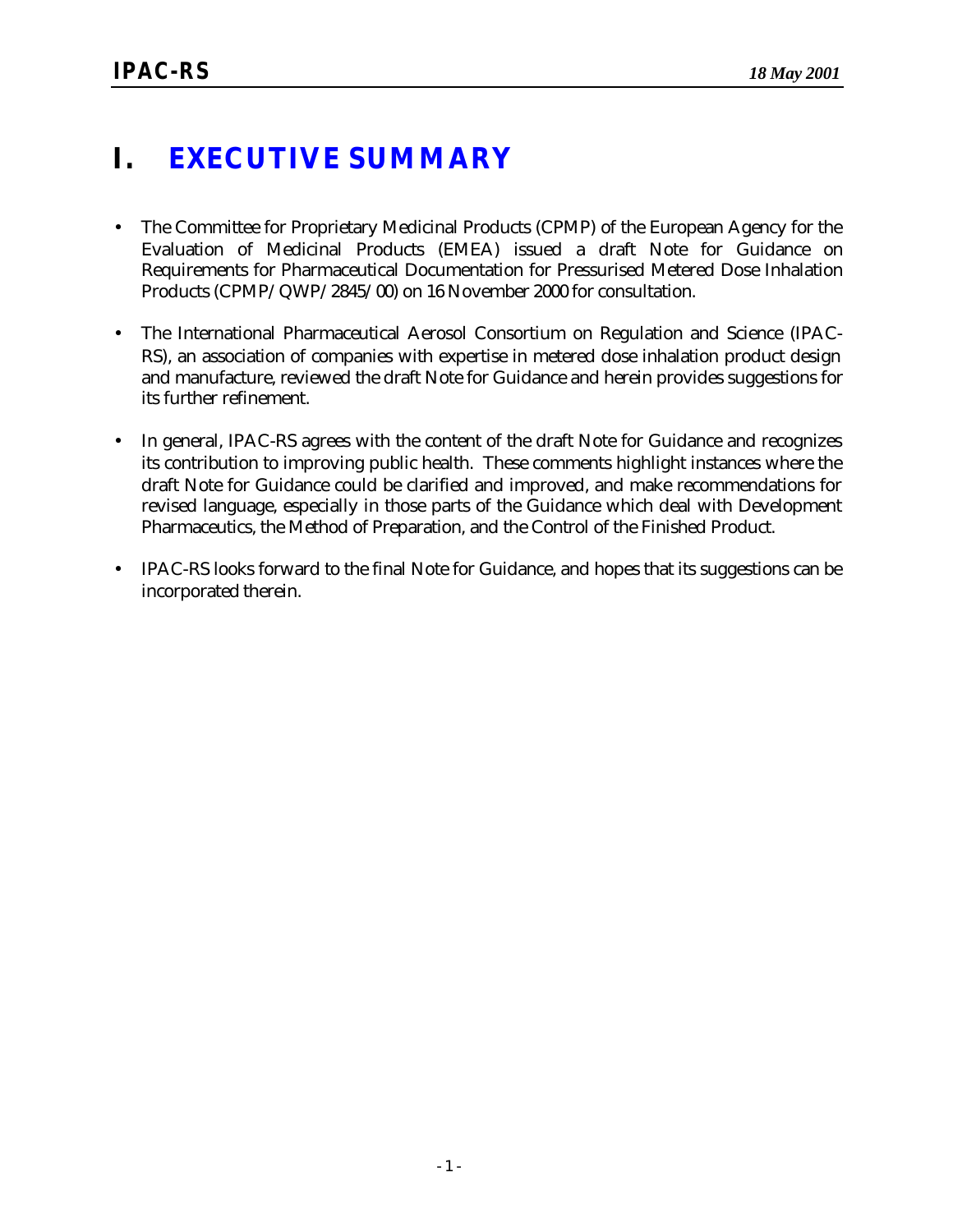# I. EXECUTIVE SUMMARY

- The Committee for Proprietary Medicinal Products (CPMP) of the European Agency for the Evaluation of Medicinal Products (EMEA) issued a draft Note for Guidance on Requirements for Pharmaceutical Documentation for Pressurised Metered Dose Inhalation Products (CPMP/QWP/2845/00) on 16 November 2000 for consultation.

- The International Pharmaceutical Aerosol Consortium on Regulation and Science (IPAC-RS), an association of companies with expertise in metered dose inhalation product design and manufacture, reviewed the draft Note for Guidance and herein provides suggestions for its further refinement.

- In general, IPAC-RS agrees with the content of the draft Note for Guidance and recognizes its contribution to improving public health. These comments highlight instances where the draft Note for Guidance could be clarified and improved, and make recommendations for revised language, especially in those parts of the Guidance which deal with Development Pharmaceutics, the Method of Preparation, and the Control of the Finished Product.

- IPAC-RS looks forward to the final Note for Guidance, and hopes that its suggestions can be incorporated therein.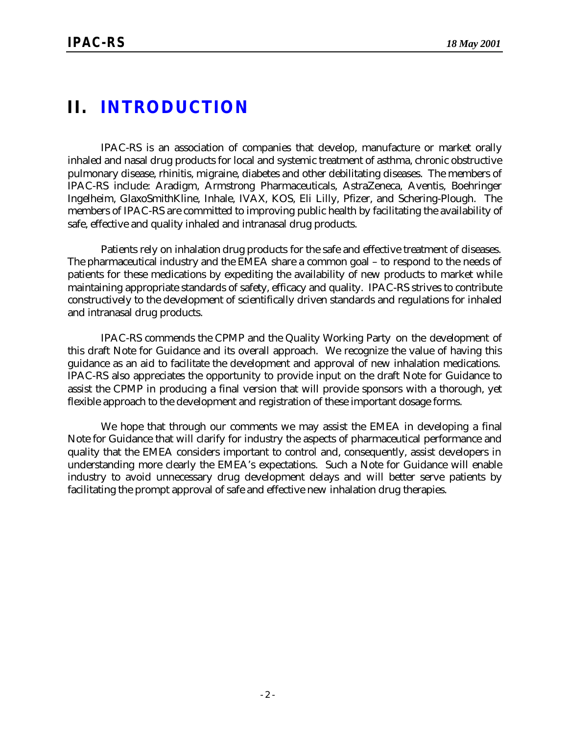# II. INTRODUCTION

IPAC-RS is an association of companies that develop, manufacture or market orally inhaled and nasal drug products for local and systemic treatment of asthma, chronic obstructive pulmonary disease, rhinitis, migraine, diabetes and other debilitating diseases. The members of IPAC-RS include: Aradigm, Armstrong Pharmaceuticals, AstraZeneca, Aventis, Boehringer Ingelheim, GlaxoSmithKline, Inhale, IVAX, KOS, Eli Lilly, Pfizer, and Schering-Plough. The members of IPAC-RS are committed to improving public health by facilitating the availability of safe, effective and quality inhaled and intranasal drug products.

Patients rely on inhalation drug products for the safe and effective treatment of diseases. The pharmaceutical industry and the EMEA share a common goal – to respond to the needs of patients for these medications by expediting the availability of new products to market while maintaining appropriate standards of safety, efficacy and quality. IPAC-RS strives to contribute constructively to the development of scientifically driven standards and regulations for inhaled and intranasal drug products.

IPAC-RS commends the CPMP and the Quality Working Party on the development of this draft Note for Guidance and its overall approach. We recognize the value of having this guidance as an aid to facilitate the development and approval of new inhalation medications. IPAC-RS also appreciates the opportunity to provide input on the draft Note for Guidance to assist the CPMP in producing a final version that will provide sponsors with a thorough, yet flexible approach to the development and registration of these important dosage forms.

We hope that through our comments we may assist the EMEA in developing a final Note for Guidance that will clarify for industry the aspects of pharmaceutical performance and quality that the EMEA considers important to control and, consequently, assist developers in understanding more clearly the EMEA's expectations. Such a Note for Guidance will enable industry to avoid unnecessary drug development delays and will better serve patients by facilitating the prompt approval of safe and effective new inhalation drug therapies.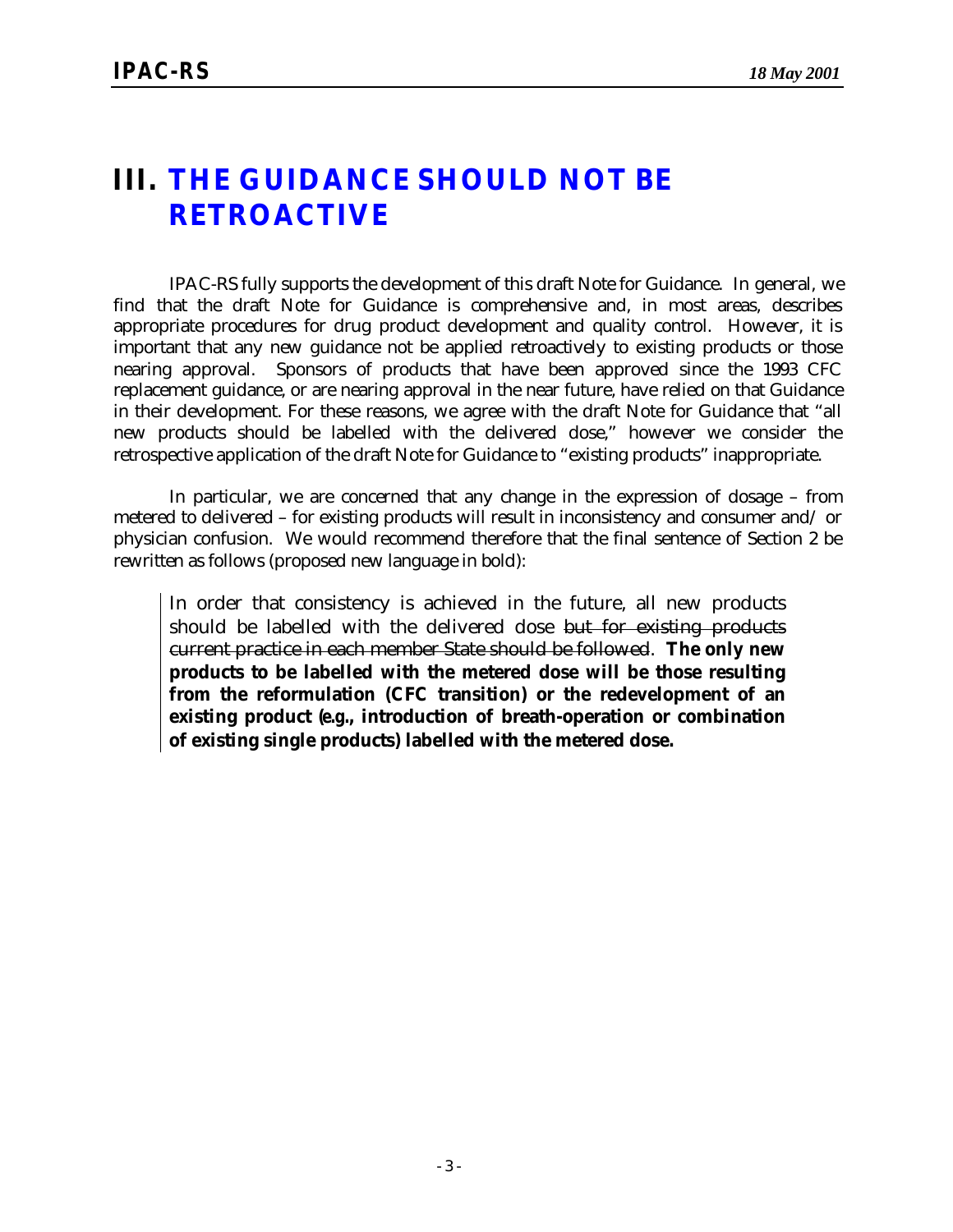# III. THE GUIDANCE SHOULD NOT BE RETROACTIVE

IPAC-RS fully supports the development of this draft Note for Guidance. In general, we find that the draft Note for Guidance is comprehensive and, in most areas, describes appropriate procedures for drug product development and quality control. However, it is important that any new guidance not be applied retroactively to existing products or those nearing approval. Sponsors of products that have been approved since the 1993 CFC replacement guidance, or are nearing approval in the near future, have relied on that Guidance in their development. For these reasons, we agree with the draft Note for Guidance that "all new products should be labelled with the delivered dose," however we consider the retrospective application of the draft Note for Guidance to "existing products" inappropriate.

In particular, we are concerned that any change in the expression of dosage – from metered to delivered – for existing products will result in inconsistency and consumer and/or physician confusion. We would recommend therefore that the final sentence of Section 2 be rewritten as follows (proposed new language in bold):

> In order that consistency is achieved in the future, all new products should be labelled with the delivered dose ~~but for existing products current practice in each member State should be followed~~. **The only new products to be labelled with the metered dose will be those resulting from the reformulation (CFC transition) or the redevelopment of an existing product (*e.g.*, introduction of breath-operation or combination of existing single products) labelled with the metered dose.**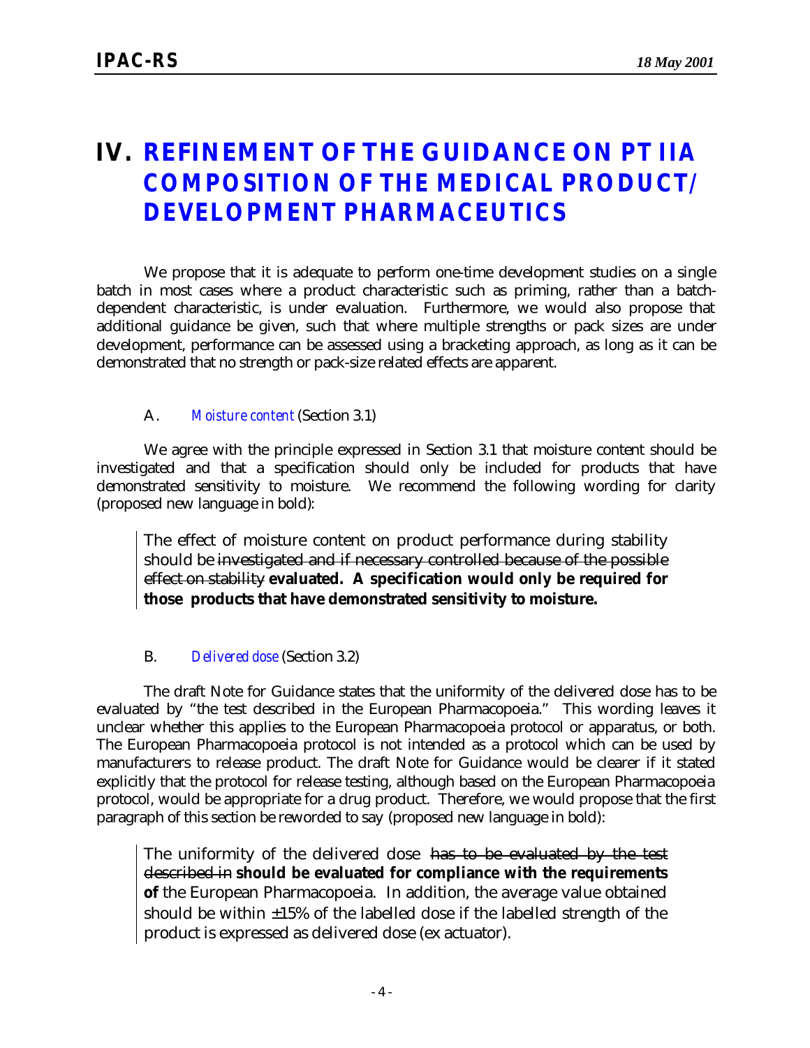# IV. REFINEMENT OF THE GUIDANCE ON PT IIA COMPOSITION OF THE MEDICAL PRODUCT/ DEVELOPMENT PHARMACEUTICS

We propose that it is adequate to perform one-time development studies on a single batch in most cases where a product characteristic such as priming, rather than a batch-dependent characteristic, is under evaluation. Furthermore, we would also propose that additional guidance be given, such that where multiple strengths or pack sizes are under development, performance can be assessed using a bracketing approach, as long as it can be demonstrated that no strength or pack-size related effects are apparent.

## A. *Moisture content* (Section 3.1)

We agree with the principle expressed in Section 3.1 that moisture content should be investigated and that a specification should only be included for products that have demonstrated sensitivity to moisture. We recommend the following wording for clarity (proposed new language in bold):

> The effect of moisture content on product performance during stability should be ~~investigated and if necessary controlled because of the possible effect on stability~~ **evaluated. A specification would only be required for those products that have demonstrated sensitivity to moisture.**

## B. *Delivered dose* (Section 3.2)

The draft Note for Guidance states that the uniformity of the delivered dose has to be evaluated by "the test described in the European Pharmacopoeia." This wording leaves it unclear whether this applies to the European Pharmacopoeia protocol or apparatus, or both. The European Pharmacopoeia protocol is not intended as a protocol which can be used by manufacturers to release product. The draft Note for Guidance would be clearer if it stated explicitly that the protocol for release testing, although based on the European Pharmacopoeia protocol, would be appropriate for a drug product. Therefore, we would propose that the first paragraph of this section be reworded to say (proposed new language in bold):

> The uniformity of the delivered dose ~~has to be evaluated by the test described in~~ **should be evaluated for compliance with the requirements of** the European Pharmacopoeia. In addition, the average value obtained should be within ±15% of the labelled dose if the labelled strength of the product is expressed as delivered dose (ex actuator).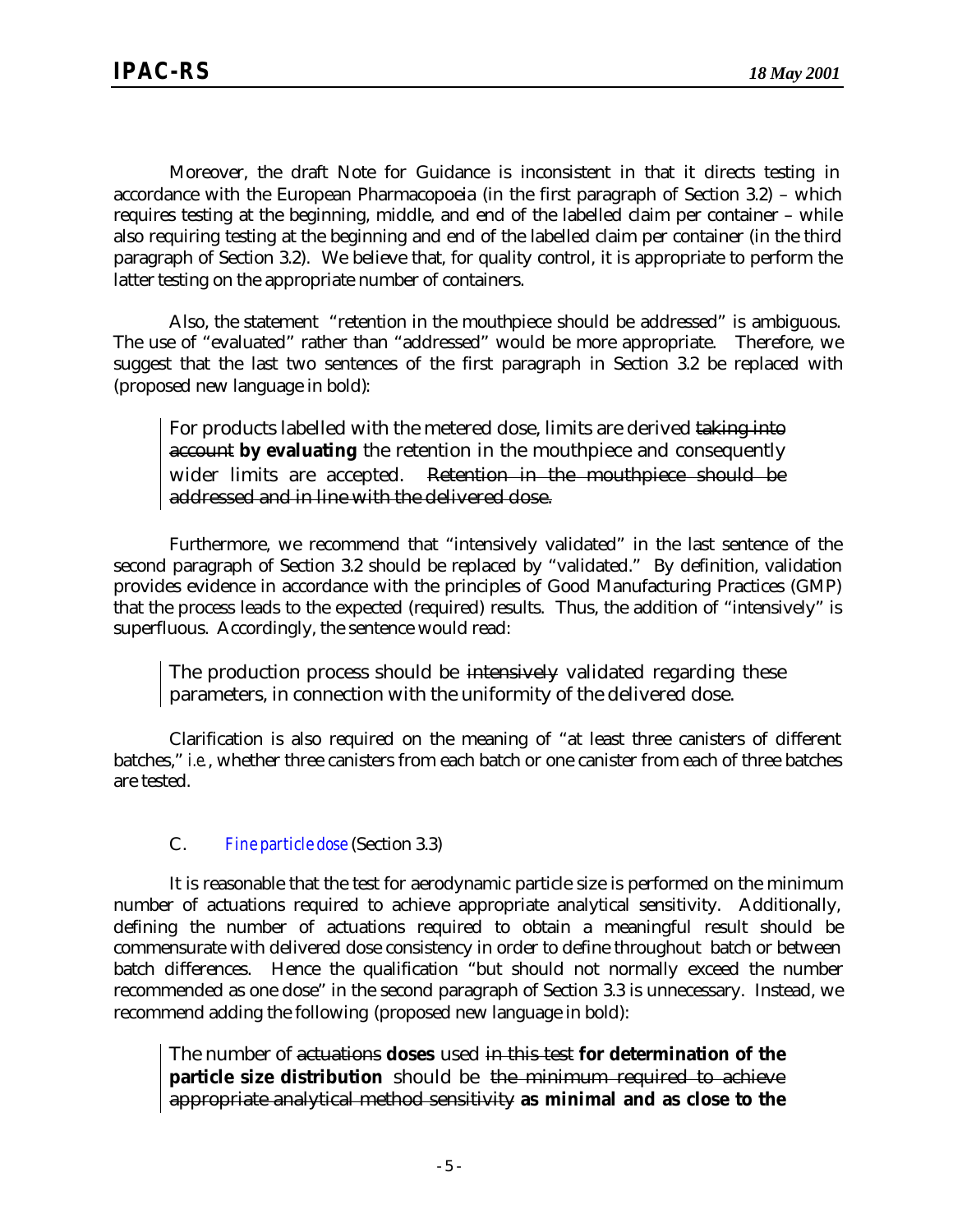Moreover, the draft Note for Guidance is inconsistent in that it directs testing in accordance with the European Pharmacopoeia (in the first paragraph of Section 3.2) – which requires testing at the beginning, middle, and end of the labelled claim per container – while also requiring testing at the beginning and end of the labelled claim per container (in the third paragraph of Section 3.2). We believe that, for quality control, it is appropriate to perform the latter testing on the appropriate number of containers.

Also, the statement "retention in the mouthpiece should be addressed" is ambiguous. The use of "evaluated" rather than "addressed" would be more appropriate. Therefore, we suggest that the last two sentences of the first paragraph in Section 3.2 be replaced with (proposed new language in bold):

> For products labelled with the metered dose, limits are derived ~~taking into account~~ **by evaluating** the retention in the mouthpiece and consequently wider limits are accepted. ~~Retention in the mouthpiece should be addressed and in line with the delivered dose.~~

Furthermore, we recommend that "intensively validated" in the last sentence of the second paragraph of Section 3.2 should be replaced by "validated." By definition, validation provides evidence in accordance with the principles of Good Manufacturing Practices (GMP) that the process leads to the expected (required) results. Thus, the addition of "intensively" is superfluous. Accordingly, the sentence would read:

> The production process should be ~~intensively~~ validated regarding these parameters, in connection with the uniformity of the delivered dose.

Clarification is also required on the meaning of "at least three canisters of different batches," *i.e.*, whether three canisters from each batch or one canister from each of three batches are tested.

### C. *Fine particle dose* (Section 3.3)

It is reasonable that the test for aerodynamic particle size is performed on the minimum number of actuations required to achieve appropriate analytical sensitivity. Additionally, defining the number of actuations required to obtain a meaningful result should be commensurate with delivered dose consistency in order to define throughout batch or between batch differences. Hence the qualification "but should not normally exceed the number recommended as one dose" in the second paragraph of Section 3.3 is unnecessary. Instead, we recommend adding the following (proposed new language in bold):

> The number of ~~actuations~~ **doses** used ~~in this test~~ **for determination of the particle size distribution** should be ~~the minimum required to achieve appropriate analytical method sensitivity~~ **as minimal and as close to the**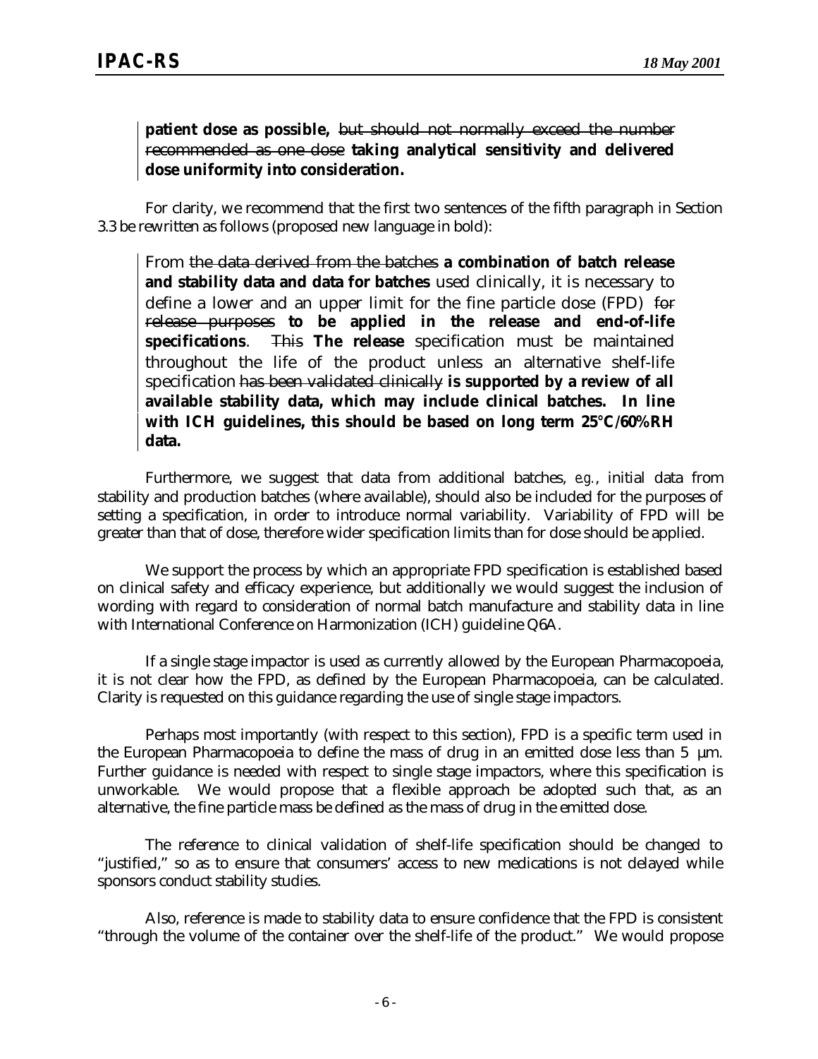**patient dose as possible,** ~~but should not normally exceed the number recommended as one dose~~ **taking analytical sensitivity and delivered dose uniformity into consideration.**

For clarity, we recommend that the first two sentences of the fifth paragraph in Section 3.3 be rewritten as follows (proposed new language in bold):

> From ~~the data derived from the batches~~ **a combination of batch release and stability data and data for batches** used clinically, it is necessary to define a lower and an upper limit for the fine particle dose (FPD) ~~for release purposes~~ **to be applied in the release and end-of-life specifications**. ~~This~~ **The release** specification must be maintained throughout the life of the product unless an alternative shelf-life specification ~~has been validated clinically~~ **is supported by a review of all available stability data, which may include clinical batches. In line with ICH guidelines, this should be based on long term 25°C/60%RH data.**

Furthermore, we suggest that data from additional batches, *e.g.*, initial data from stability and production batches (where available), should also be included for the purposes of setting a specification, in order to introduce normal variability. Variability of FPD will be greater than that of dose, therefore wider specification limits than for dose should be applied.

We support the process by which an appropriate FPD specification is established based on clinical safety and efficacy experience, but additionally we would suggest the inclusion of wording with regard to consideration of normal batch manufacture and stability data in line with International Conference on Harmonization (ICH) guideline Q6A.

If a single stage impactor is used as currently allowed by the European Pharmacopoeia, it is not clear how the FPD, as defined by the European Pharmacopoeia, can be calculated. Clarity is requested on this guidance regarding the use of single stage impactors.

Perhaps most importantly (with respect to this section), FPD is a specific term used in the European Pharmacopoeia to define the mass of drug in an emitted dose less than 5 µm. Further guidance is needed with respect to single stage impactors, where this specification is unworkable. We would propose that a flexible approach be adopted such that, as an alternative, the fine particle mass be defined as the mass of drug in the emitted dose.

The reference to clinical validation of shelf-life specification should be changed to "justified," so as to ensure that consumers' access to new medications is not delayed while sponsors conduct stability studies.

Also, reference is made to stability data to ensure confidence that the FPD is consistent "through the volume of the container over the shelf-life of the product." We would propose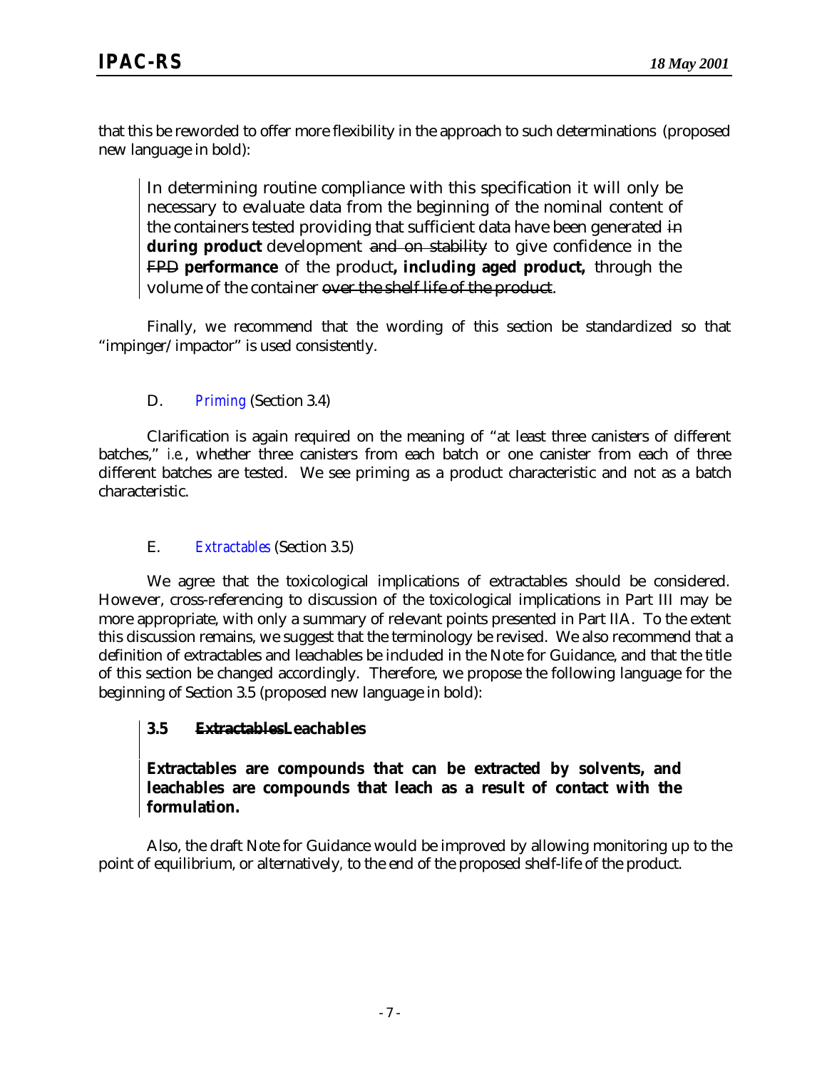that this be reworded to offer more flexibility in the approach to such determinations (proposed new language in bold):

> In determining routine compliance with this specification it will only be necessary to evaluate data from the beginning of the nominal content of the containers tested providing that sufficient data have been generated ~~in~~ **during product** development ~~and on stability~~ to give confidence in the ~~FPD~~ **performance** of the product**, including aged product,** through the volume of the container ~~over the shelf life of the product~~.

Finally, we recommend that the wording of this section be standardized so that "impinger/impactor" is used consistently.

D. *Priming* (Section 3.4)

Clarification is again required on the meaning of "at least three canisters of different batches," *i.e.*, whether three canisters from each batch or one canister from each of three different batches are tested. We see priming as a product characteristic and not as a batch characteristic.

E. *Extractables* (Section 3.5)

We agree that the toxicological implications of extractables should be considered. However, cross-referencing to discussion of the toxicological implications in Part III may be more appropriate, with only a summary of relevant points presented in Part IIA. To the extent this discussion remains, we suggest that the terminology be revised. We also recommend that a definition of extractables and leachables be included in the Note for Guidance, and that the title of this section be changed accordingly. Therefore, we propose the following language for the beginning of Section 3.5 (proposed new language in bold):

> **3.5 ~~Extractables~~Leachables**
>
> **Extractables are compounds that can be extracted by solvents, and leachables are compounds that leach as a result of contact with the formulation.**

Also, the draft Note for Guidance would be improved by allowing monitoring up to the point of equilibrium, or alternatively, to the end of the proposed shelf-life of the product.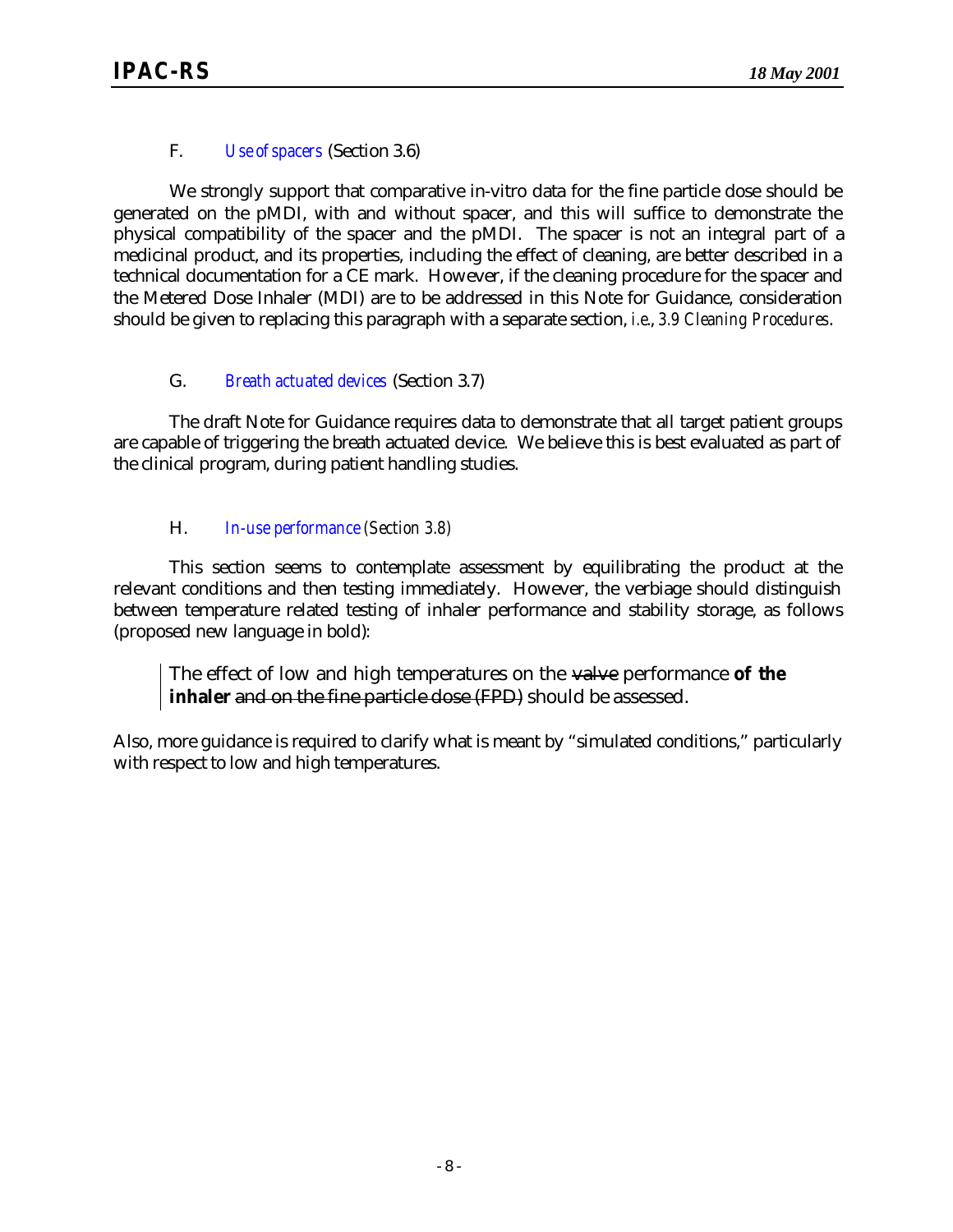F. *Use of spacers* (Section 3.6)

We strongly support that comparative in-vitro data for the fine particle dose should be generated on the pMDI, with and without spacer, and this will suffice to demonstrate the physical compatibility of the spacer and the pMDI. The spacer is not an integral part of a medicinal product, and its properties, including the effect of cleaning, are better described in a technical documentation for a CE mark. However, if the cleaning procedure for the spacer and the Metered Dose Inhaler (MDI) are to be addressed in this Note for Guidance, consideration should be given to replacing this paragraph with a separate section, *i.e.*, *3.9 Cleaning Procedures*.

G. *Breath actuated devices* (Section 3.7)

The draft Note for Guidance requires data to demonstrate that all target patient groups are capable of triggering the breath actuated device. We believe this is best evaluated as part of the clinical program, during patient handling studies.

H. *In-use performance (Section 3.8)*

This section seems to contemplate assessment by equilibrating the product at the relevant conditions and then testing immediately. However, the verbiage should distinguish between temperature related testing of inhaler performance and stability storage, as follows (proposed new language in bold):

> The effect of low and high temperatures on the ~~valve~~ performance **of the inhaler** ~~and on the fine particle dose (FPD)~~ should be assessed.

Also, more guidance is required to clarify what is meant by "simulated conditions," particularly with respect to low and high temperatures.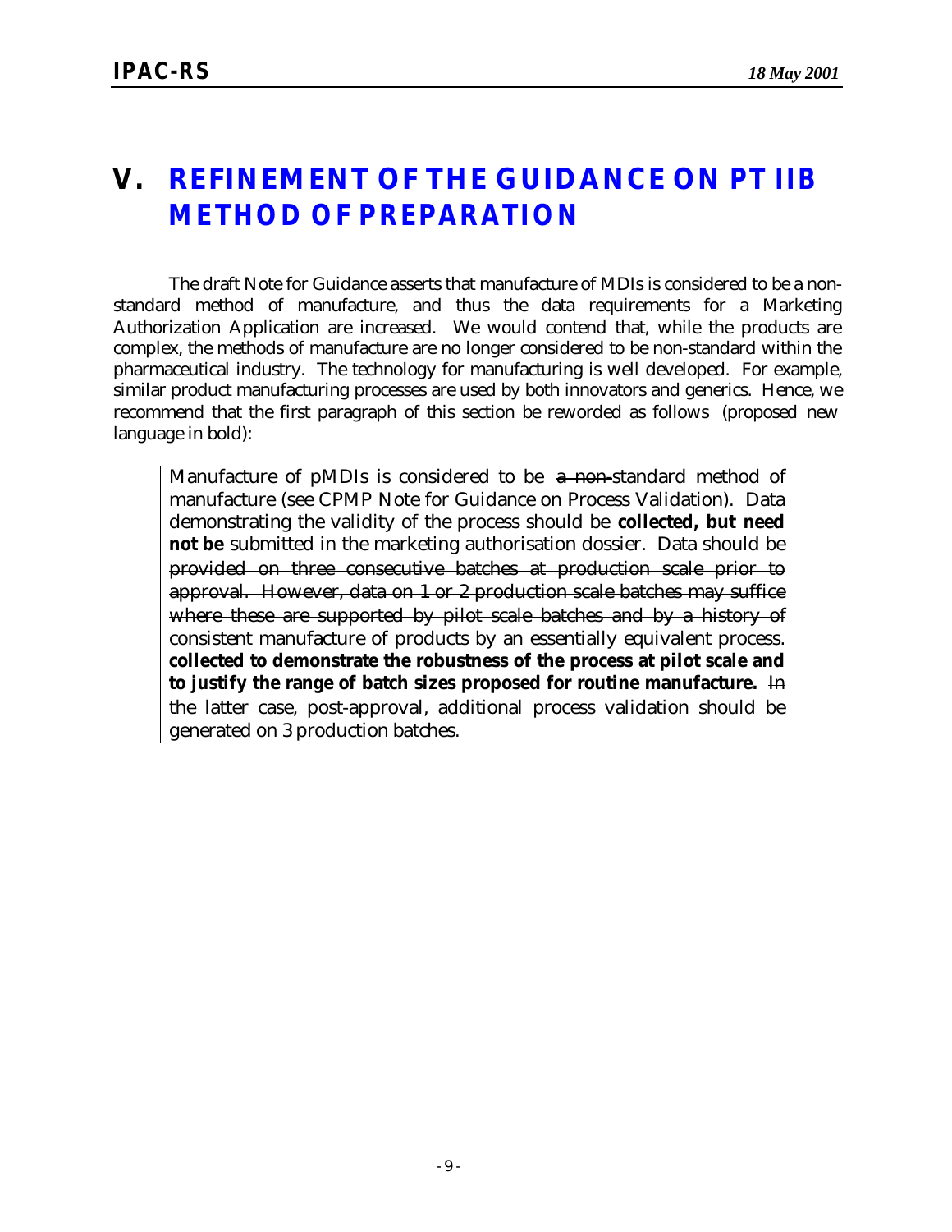# V. REFINEMENT OF THE GUIDANCE ON PT IIB METHOD OF PREPARATION

The draft Note for Guidance asserts that manufacture of MDIs is considered to be a non-standard method of manufacture, and thus the data requirements for a Marketing Authorization Application are increased. We would contend that, while the products are complex, the methods of manufacture are no longer considered to be non-standard within the pharmaceutical industry. The technology for manufacturing is well developed. For example, similar product manufacturing processes are used by both innovators and generics. Hence, we recommend that the first paragraph of this section be reworded as follows (proposed new language in bold):

> Manufacture of pMDIs is considered to be ~~a non-~~standard method of manufacture (see CPMP Note for Guidance on Process Validation). Data demonstrating the validity of the process should be **collected, but need not be** submitted in the marketing authorisation dossier. Data should be ~~provided on three consecutive batches at production scale prior to approval. However, data on 1 or 2 production scale batches may suffice where these are supported by pilot scale batches and by a history of consistent manufacture of products by an essentially equivalent process.~~ **collected to demonstrate the robustness of the process at pilot scale and to justify the range of batch sizes proposed for routine manufacture.** ~~In the latter case, post-approval, additional process validation should be generated on 3 production batches.~~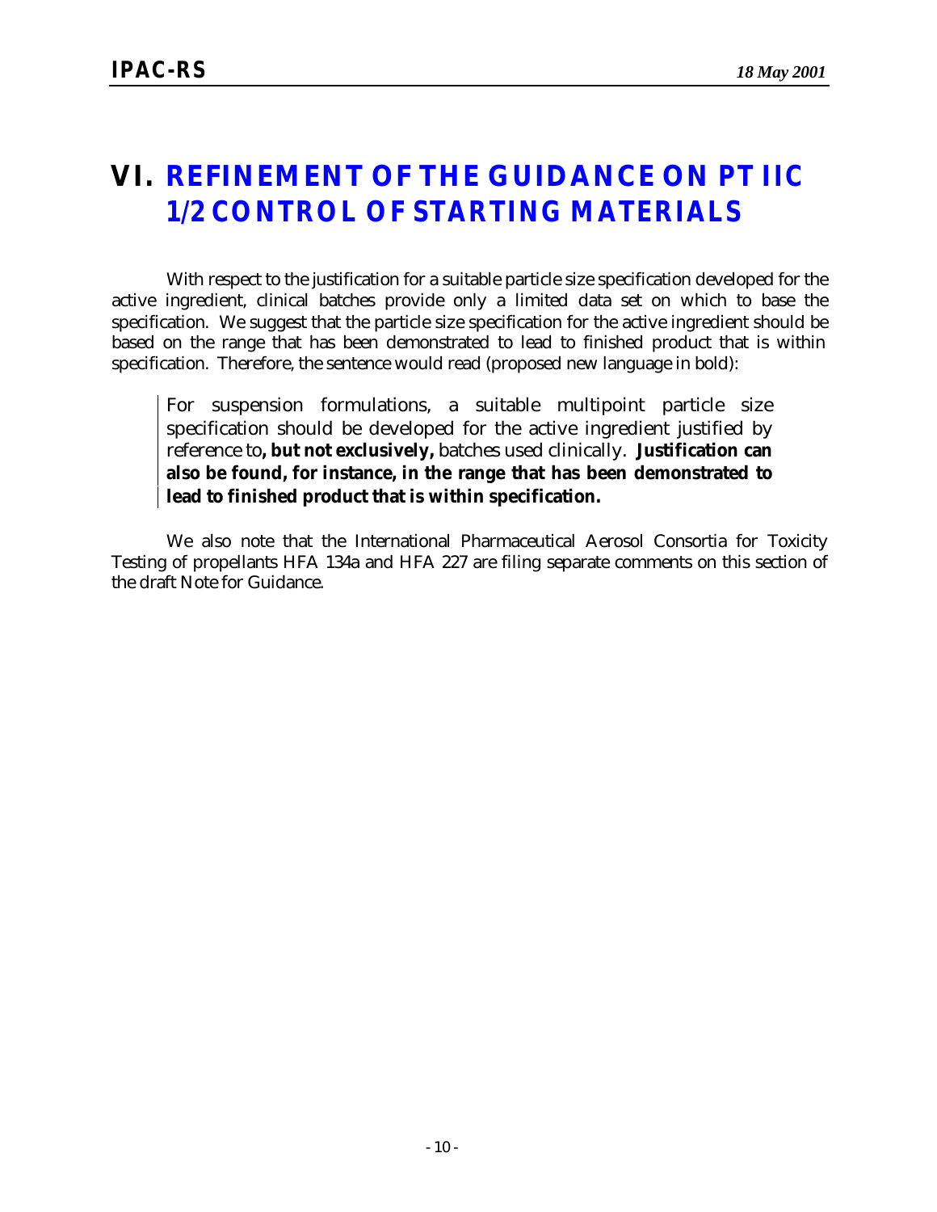# VI. REFINEMENT OF THE GUIDANCE ON PT IIC 1/2 CONTROL OF STARTING MATERIALS

With respect to the justification for a suitable particle size specification developed for the active ingredient, clinical batches provide only a limited data set on which to base the specification. We suggest that the particle size specification for the active ingredient should be based on the range that has been demonstrated to lead to finished product that is within specification. Therefore, the sentence would read (proposed new language in bold):

> For suspension formulations, a suitable multipoint particle size specification should be developed for the active ingredient justified by reference to**, but not exclusively,** batches used clinically. **Justification can also be found, for instance, in the range that has been demonstrated to lead to finished product that is within specification.**

We also note that the International Pharmaceutical Aerosol Consortia for Toxicity Testing of propellants HFA 134a and HFA 227 are filing separate comments on this section of the draft Note for Guidance.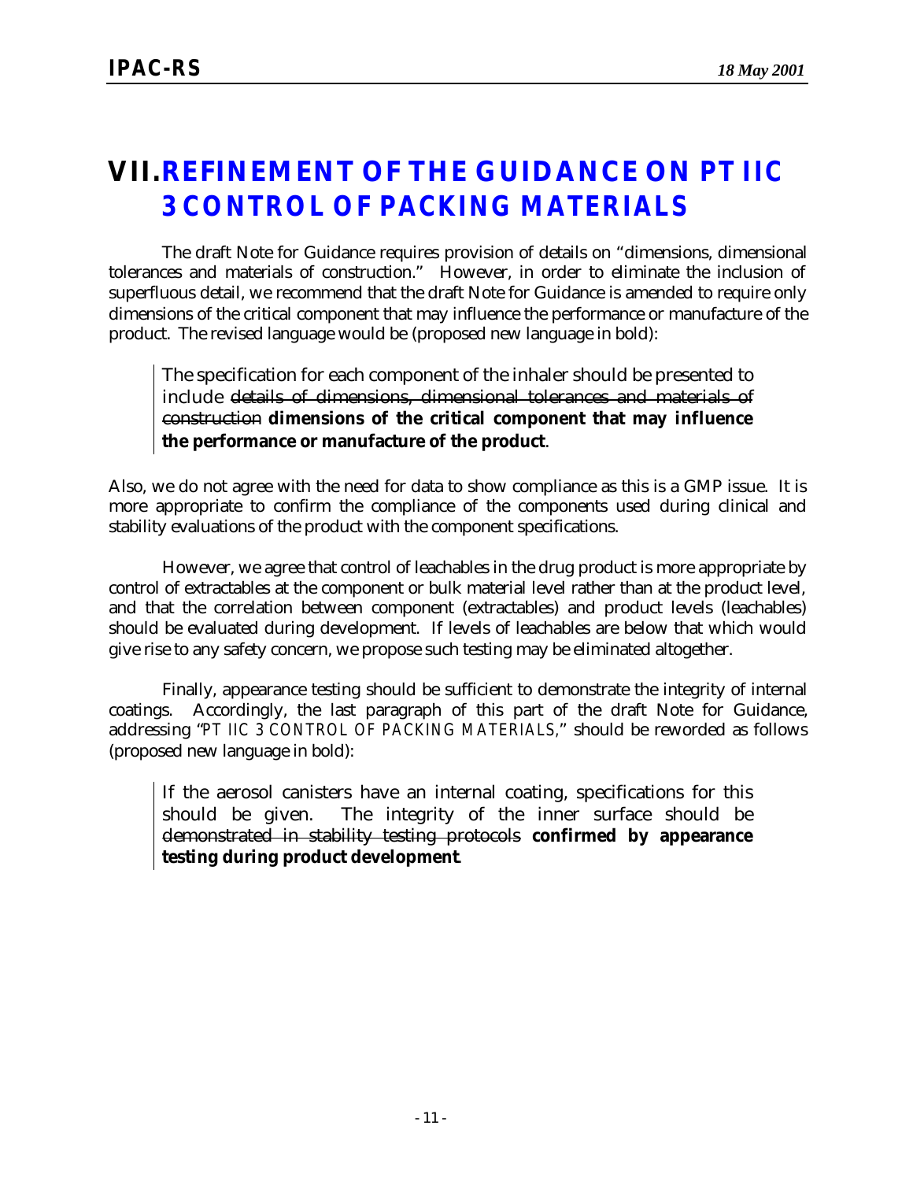# VII. REFINEMENT OF THE GUIDANCE ON PT IIC 3 CONTROL OF PACKING MATERIALS

The draft Note for Guidance requires provision of details on "dimensions, dimensional tolerances and materials of construction." However, in order to eliminate the inclusion of superfluous detail, we recommend that the draft Note for Guidance is amended to require only dimensions of the critical component that may influence the performance or manufacture of the product. The revised language would be (proposed new language in bold):

> The specification for each component of the inhaler should be presented to include ~~details of dimensions, dimensional tolerances and materials of construction~~ **dimensions of the critical component that may influence the performance or manufacture of the product**.

Also, we do not agree with the need for data to show compliance as this is a GMP issue. It is more appropriate to confirm the compliance of the components used during clinical and stability evaluations of the product with the component specifications.

However, we agree that control of leachables in the drug product is more appropriate by control of extractables at the component or bulk material level rather than at the product level, and that the correlation between component (extractables) and product levels (leachables) should be evaluated during development. If levels of leachables are below that which would give rise to any safety concern, we propose such testing may be eliminated altogether.

Finally, appearance testing should be sufficient to demonstrate the integrity of internal coatings. Accordingly, the last paragraph of this part of the draft Note for Guidance, addressing "PT IIC 3 CONTROL OF PACKING MATERIALS," should be reworded as follows (proposed new language in bold):

> If the aerosol canisters have an internal coating, specifications for this should be given. The integrity of the inner surface should be ~~demonstrated in stability testing protocols~~ **confirmed by appearance testing during product development**.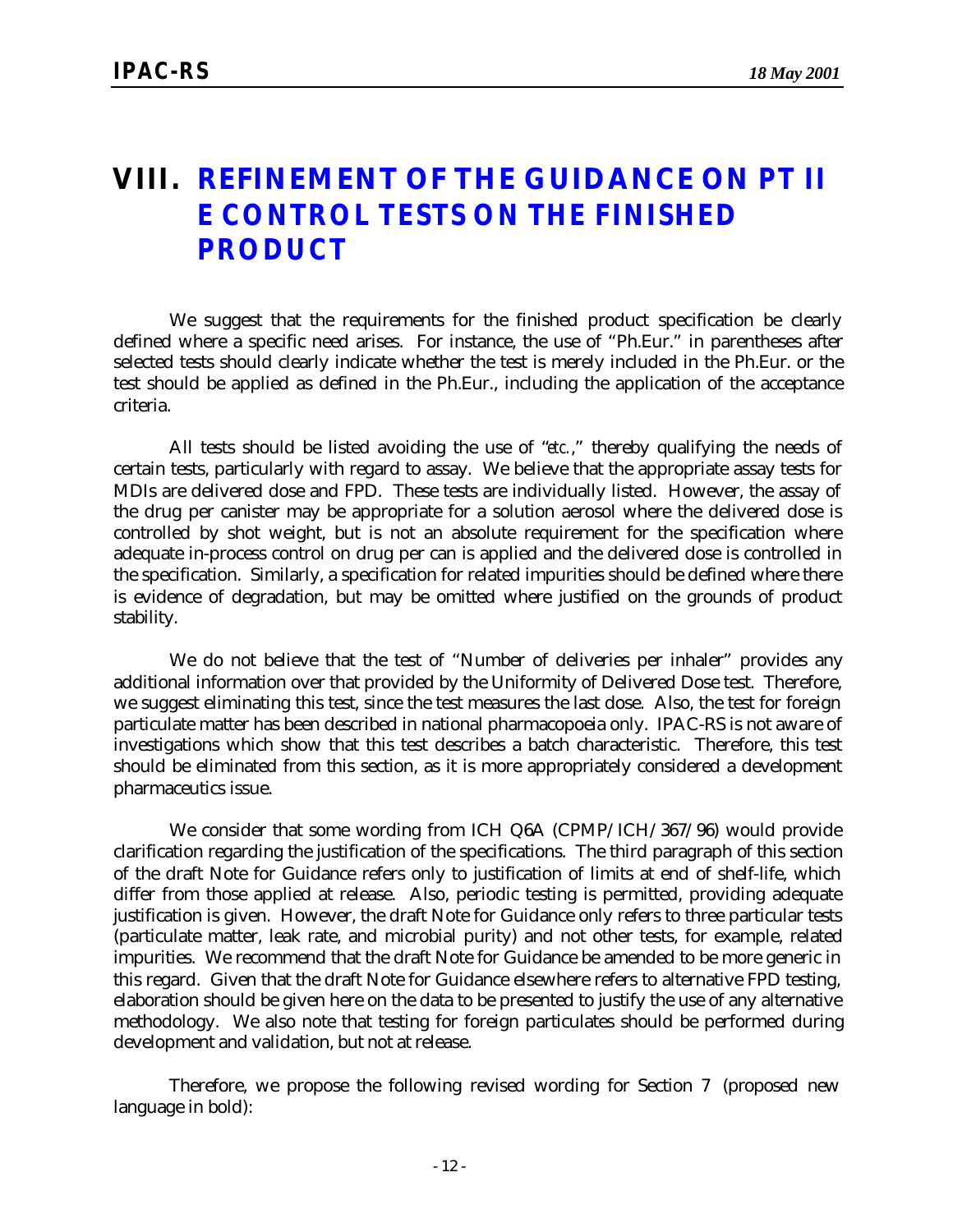# VIII. REFINEMENT OF THE GUIDANCE ON PT II E CONTROL TESTS ON THE FINISHED PRODUCT

We suggest that the requirements for the finished product specification be clearly defined where a specific need arises. For instance, the use of "Ph.Eur." in parentheses after selected tests should clearly indicate whether the test is merely included in the Ph.Eur. or the test should be applied as defined in the Ph.Eur., including the application of the acceptance criteria.

All tests should be listed avoiding the use of "*etc.*," thereby qualifying the needs of certain tests, particularly with regard to assay. We believe that the appropriate assay tests for MDIs are delivered dose and FPD. These tests are individually listed. However, the assay of the drug per canister may be appropriate for a solution aerosol where the delivered dose is controlled by shot weight, but is not an absolute requirement for the specification where adequate in-process control on drug per can is applied and the delivered dose is controlled in the specification. Similarly, a specification for related impurities should be defined where there is evidence of degradation, but may be omitted where justified on the grounds of product stability.

We do not believe that the test of "Number of deliveries per inhaler" provides any additional information over that provided by the Uniformity of Delivered Dose test. Therefore, we suggest eliminating this test, since the test measures the last dose. Also, the test for foreign particulate matter has been described in national pharmacopoeia only. IPAC-RS is not aware of investigations which show that this test describes a batch characteristic. Therefore, this test should be eliminated from this section, as it is more appropriately considered a development pharmaceutics issue.

We consider that some wording from ICH Q6A (CPMP/ICH/367/96) would provide clarification regarding the justification of the specifications. The third paragraph of this section of the draft Note for Guidance refers only to justification of limits at end of shelf-life, which differ from those applied at release. Also, periodic testing is permitted, providing adequate justification is given. However, the draft Note for Guidance only refers to three particular tests (particulate matter, leak rate, and microbial purity) and not other tests, for example, related impurities. We recommend that the draft Note for Guidance be amended to be more generic in this regard. Given that the draft Note for Guidance elsewhere refers to alternative FPD testing, elaboration should be given here on the data to be presented to justify the use of any alternative methodology. We also note that testing for foreign particulates should be performed during development and validation, but not at release.

Therefore, we propose the following revised wording for Section 7 (proposed new language in bold):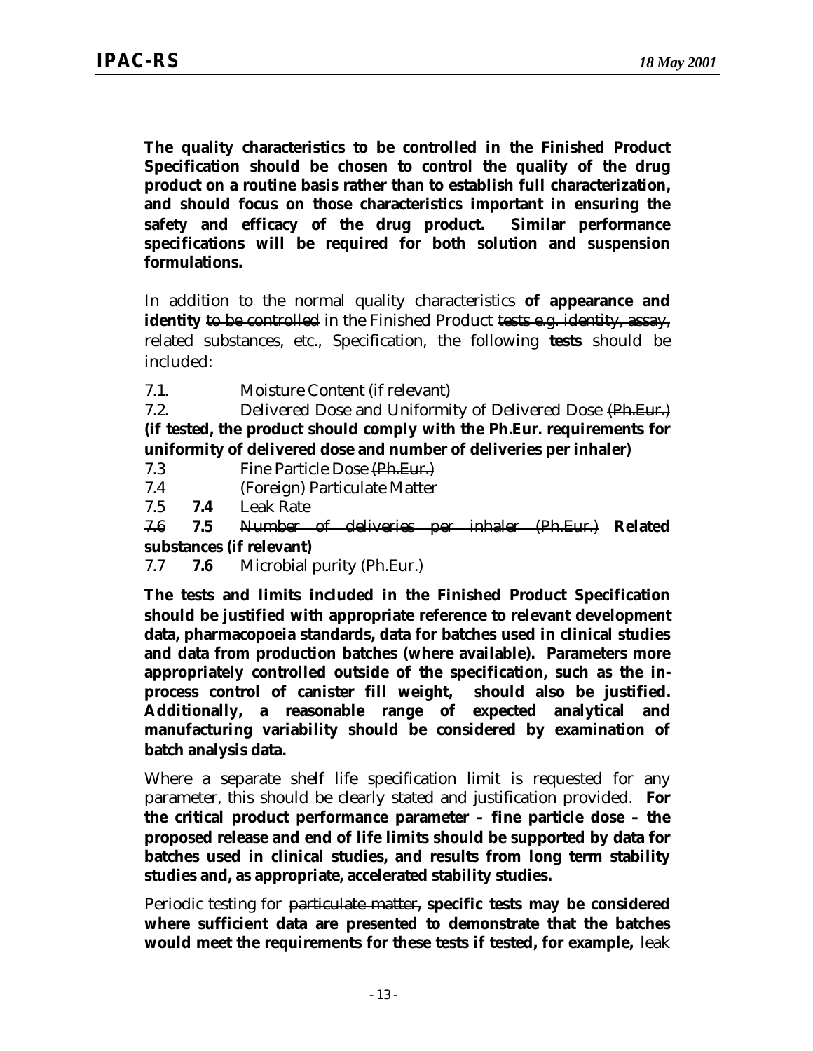**The quality characteristics to be controlled in the Finished Product Specification should be chosen to control the quality of the drug product on a routine basis rather than to establish full characterization, and should focus on those characteristics important in ensuring the safety and efficacy of the drug product. Similar performance specifications will be required for both solution and suspension formulations.**

In addition to the normal quality characteristics **of appearance and identity** ~~to be controlled~~ in the Finished Product ~~tests e.g. identity, assay, related substances, etc.,~~ Specification, the following **tests** should be included:

7.1. Moisture Content (if relevant)

7.2. Delivered Dose and Uniformity of Delivered Dose ~~(Ph.Eur.)~~ **(if tested, the product should comply with the Ph.Eur. requirements for uniformity of delivered dose and number of deliveries per inhaler)**

7.3 Fine Particle Dose ~~(Ph.Eur.)~~

~~7.4 (Foreign) Particulate Matter~~

~~7.5~~ **7.4** Leak Rate

~~7.6~~ **7.5** ~~Number of deliveries per inhaler (Ph.Eur.)~~ **Related substances (if relevant)**

~~7.7~~ **7.6** Microbial purity ~~(Ph.Eur.)~~

**The tests and limits included in the Finished Product Specification should be justified with appropriate reference to relevant development data, pharmacopoeia standards, data for batches used in clinical studies and data from production batches (where available). Parameters more appropriately controlled outside of the specification, such as the in-process control of canister fill weight, should also be justified. Additionally, a reasonable range of expected analytical and manufacturing variability should be considered by examination of batch analysis data.**

Where a separate shelf life specification limit is requested for any parameter, this should be clearly stated and justification provided. **For the critical product performance parameter – fine particle dose – the proposed release and end of life limits should be supported by data for batches used in clinical studies, and results from long term stability studies and, as appropriate, accelerated stability studies.**

Periodic testing for ~~particulate matter,~~ **specific tests may be considered where sufficient data are presented to demonstrate that the batches would meet the requirements for these tests if tested, for example,** leak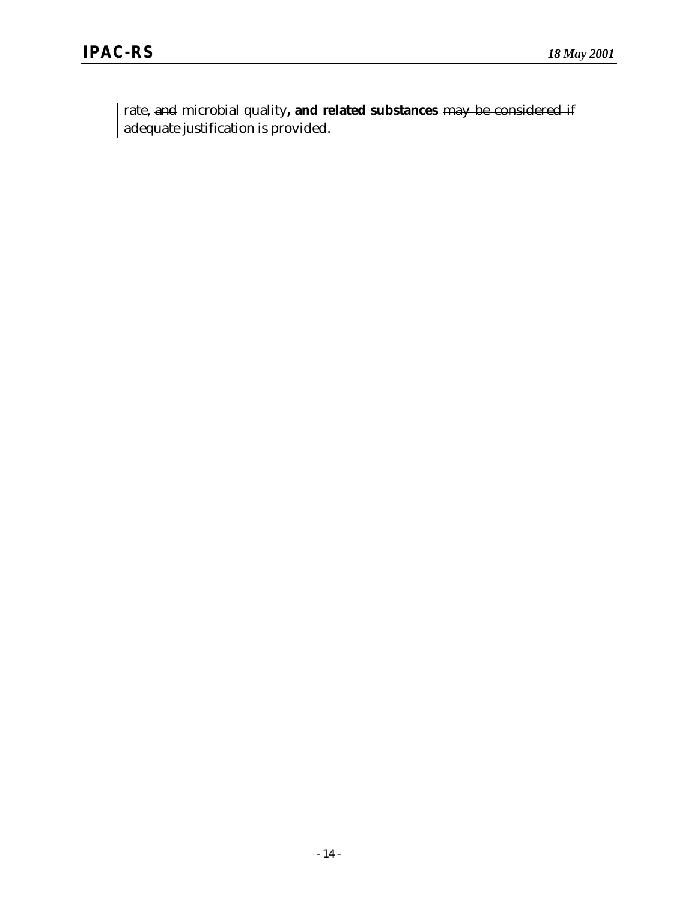rate, ~~and~~ microbial quality**, and related substances** ~~may be considered if adequate justification is provided~~.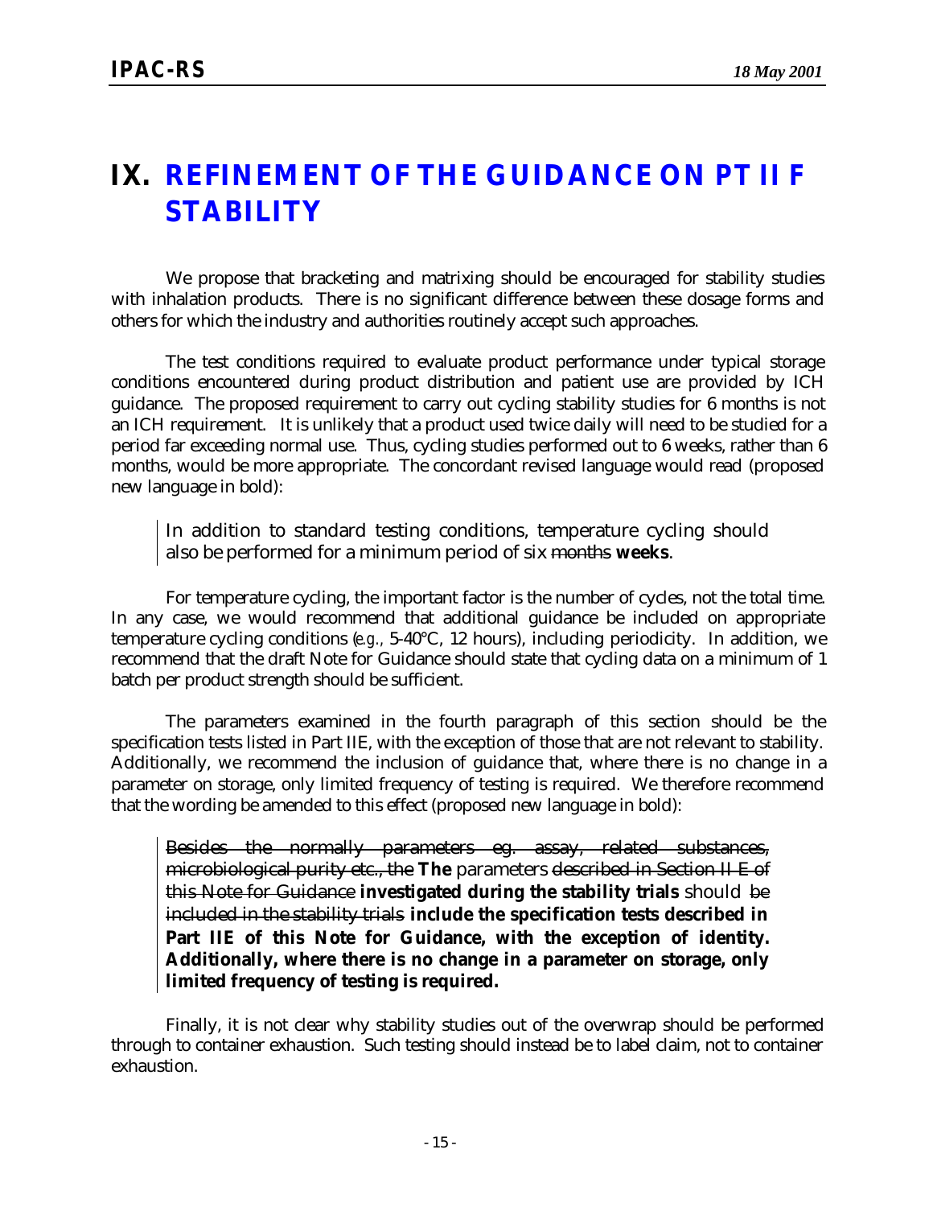# IX. REFINEMENT OF THE GUIDANCE ON PT II F STABILITY

We propose that bracketing and matrixing should be encouraged for stability studies with inhalation products. There is no significant difference between these dosage forms and others for which the industry and authorities routinely accept such approaches.

The test conditions required to evaluate product performance under typical storage conditions encountered during product distribution and patient use are provided by ICH guidance. The proposed requirement to carry out cycling stability studies for 6 months is not an ICH requirement. It is unlikely that a product used twice daily will need to be studied for a period far exceeding normal use. Thus, cycling studies performed out to 6 weeks, rather than 6 months, would be more appropriate. The concordant revised language would read (proposed new language in bold):

> In addition to standard testing conditions, temperature cycling should also be performed for a minimum period of six ~~months~~ **weeks**.

For temperature cycling, the important factor is the number of cycles, not the total time. In any case, we would recommend that additional guidance be included on appropriate temperature cycling conditions (*e.g.,* 5-40°C, 12 hours), including periodicity. In addition, we recommend that the draft Note for Guidance should state that cycling data on a minimum of 1 batch per product strength should be sufficient.

The parameters examined in the fourth paragraph of this section should be the specification tests listed in Part IIE, with the exception of those that are not relevant to stability. Additionally, we recommend the inclusion of guidance that, where there is no change in a parameter on storage, only limited frequency of testing is required. We therefore recommend that the wording be amended to this effect (proposed new language in bold):

> ~~Besides the normally parameters eg. assay, related substances, microbiological purity etc., the~~ **The** parameters ~~described in Section II E of this Note for Guidance~~ **investigated during the stability trials** should ~~be included in the stability trials~~ **include the specification tests described in Part IIE of this Note for Guidance, with the exception of identity. Additionally, where there is no change in a parameter on storage, only limited frequency of testing is required.**

Finally, it is not clear why stability studies out of the overwrap should be performed through to container exhaustion. Such testing should instead be to label claim, not to container exhaustion.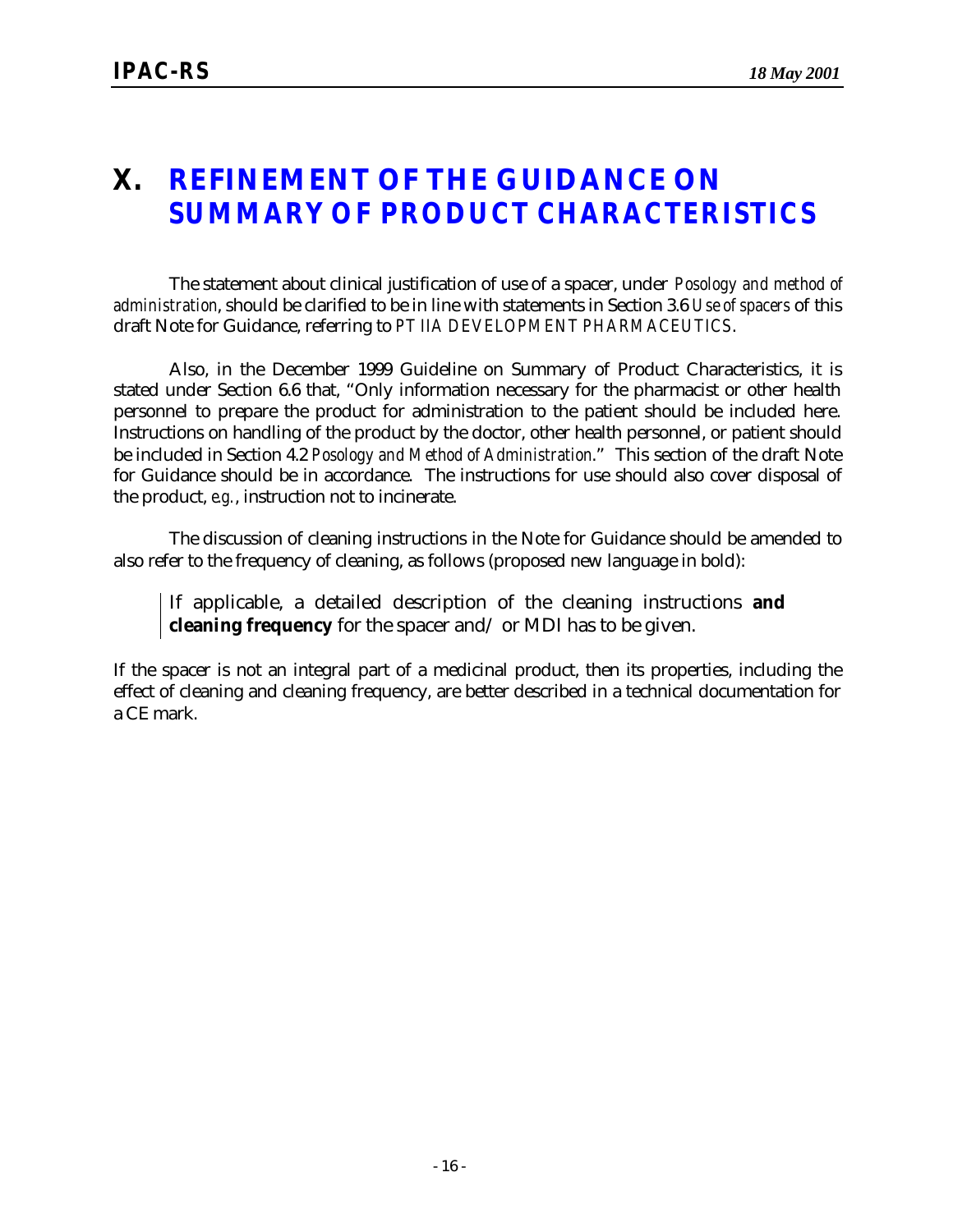# X. REFINEMENT OF THE GUIDANCE ON SUMMARY OF PRODUCT CHARACTERISTICS

The statement about clinical justification of use of a spacer, under *Posology and method of administration*, should be clarified to be in line with statements in Section 3.6 *Use of spacers* of this draft Note for Guidance, referring to *PT IIA DEVELOPMENT PHARMACEUTICS*.

Also, in the December 1999 Guideline on Summary of Product Characteristics, it is stated under Section 6.6 that, "Only information necessary for the pharmacist or other health personnel to prepare the product for administration to the patient should be included here. Instructions on handling of the product by the doctor, other health personnel, or patient should be included in Section 4.2 *Posology and Method of Administration*." This section of the draft Note for Guidance should be in accordance. The instructions for use should also cover disposal of the product, *e.g.*, instruction not to incinerate.

The discussion of cleaning instructions in the Note for Guidance should be amended to also refer to the frequency of cleaning, as follows (proposed new language in bold):

> If applicable, a detailed description of the cleaning instructions **and cleaning frequency** for the spacer and/or MDI has to be given.

If the spacer is not an integral part of a medicinal product, then its properties, including the effect of cleaning and cleaning frequency, are better described in a technical documentation for a CE mark.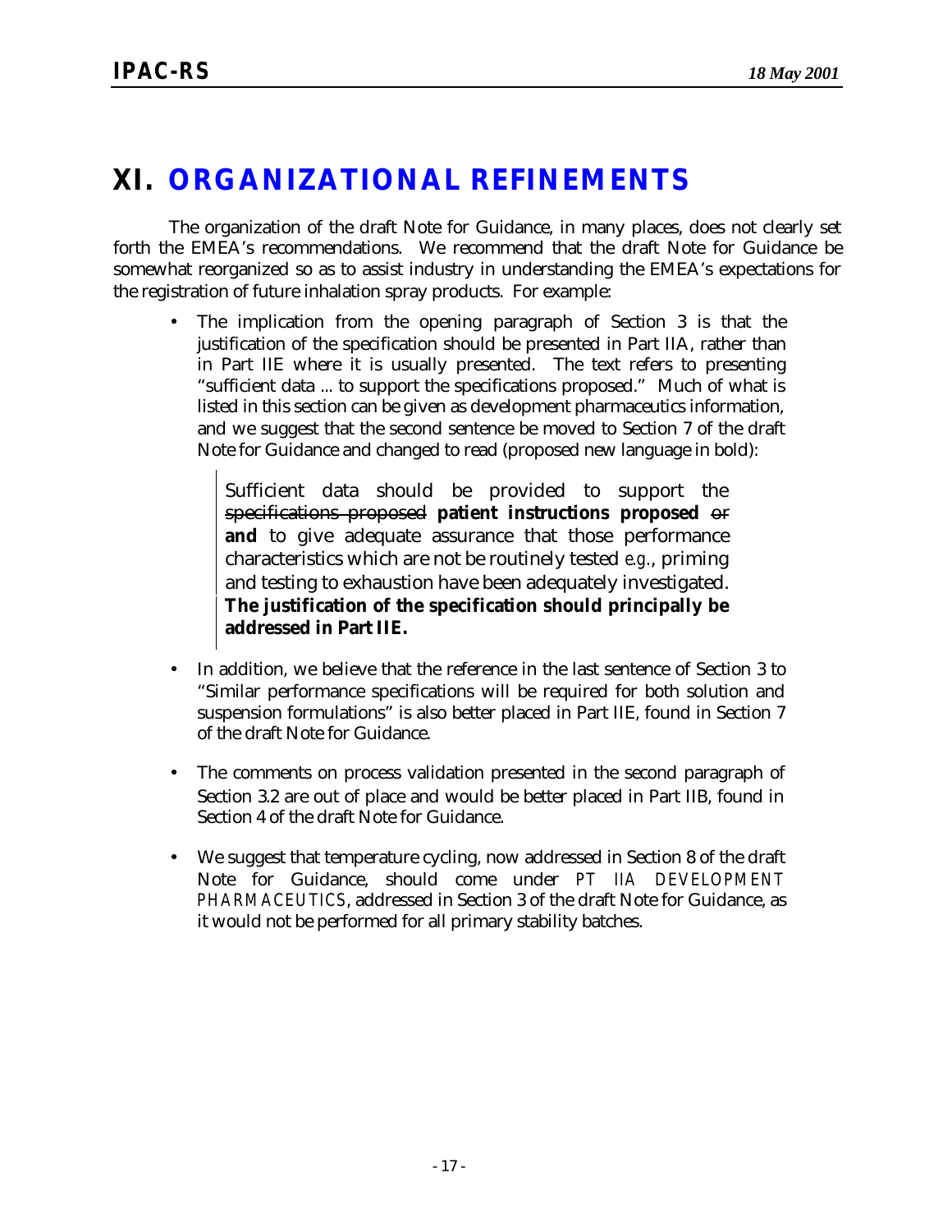# XI. ORGANIZATIONAL REFINEMENTS

The organization of the draft Note for Guidance, in many places, does not clearly set forth the EMEA's recommendations. We recommend that the draft Note for Guidance be somewhat reorganized so as to assist industry in understanding the EMEA's expectations for the registration of future inhalation spray products. For example:

- The implication from the opening paragraph of Section 3 is that the justification of the specification should be presented in Part IIA, rather than in Part IIE where it is usually presented. The text refers to presenting "sufficient data ... to support the specifications proposed." Much of what is listed in this section can be given as development pharmaceutics information, and we suggest that the second sentence be moved to Section 7 of the draft Note for Guidance and changed to read (proposed new language in bold):

    > Sufficient data should be provided to support the ~~specifications proposed~~ **patient instructions proposed** ~~or~~ **and** to give adequate assurance that those performance characteristics which are not be routinely tested *e.g.*, priming and testing to exhaustion have been adequately investigated. **The justification of the specification should principally be addressed in Part IIE.**

- In addition, we believe that the reference in the last sentence of Section 3 to "Similar performance specifications will be required for both solution and suspension formulations" is also better placed in Part IIE, found in Section 7 of the draft Note for Guidance.

- The comments on process validation presented in the second paragraph of Section 3.2 are out of place and would be better placed in Part IIB, found in Section 4 of the draft Note for Guidance.

- We suggest that temperature cycling, now addressed in Section 8 of the draft Note for Guidance, should come under *PT IIA DEVELOPMENT PHARMACEUTICS*, addressed in Section 3 of the draft Note for Guidance, as it would not be performed for all primary stability batches.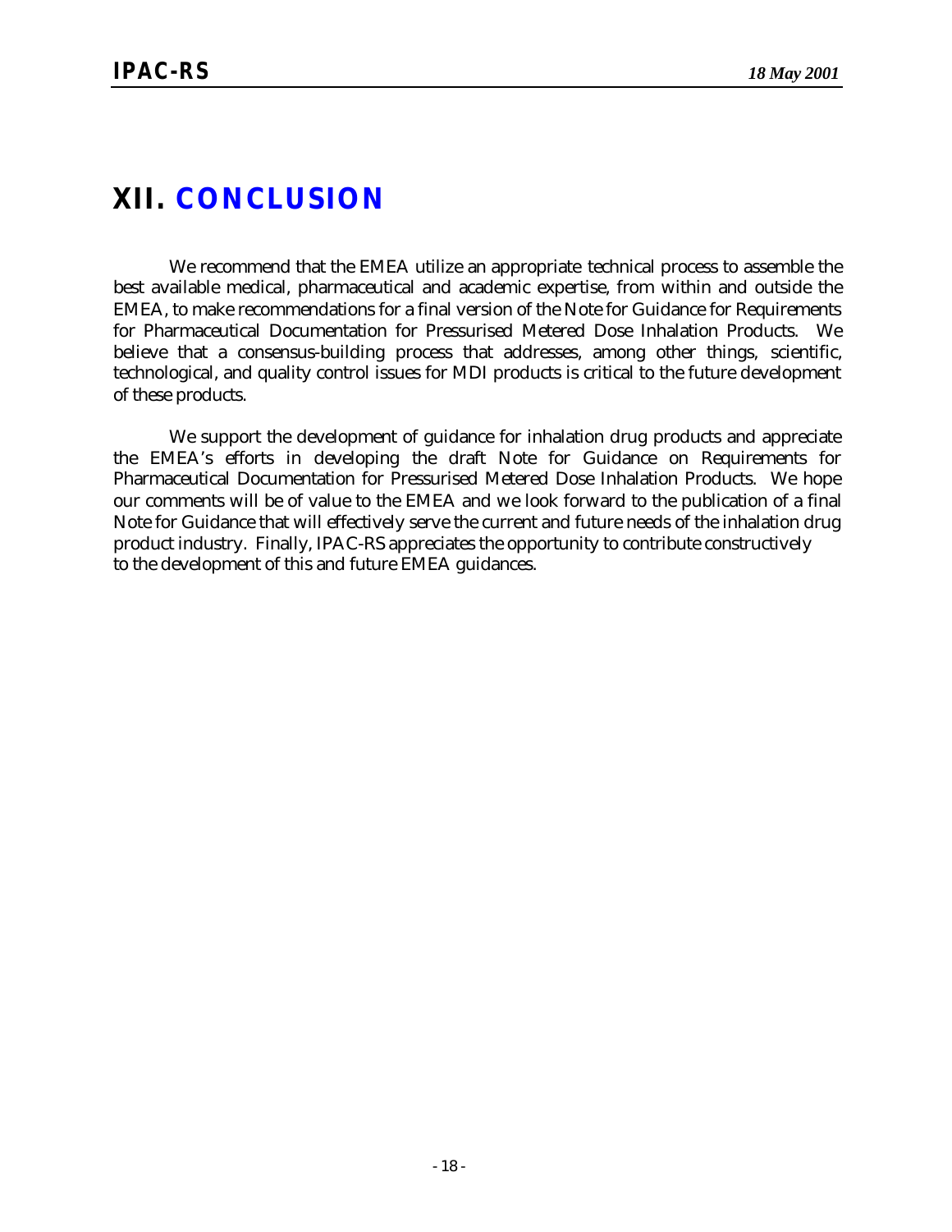# XII. CONCLUSION

We recommend that the EMEA utilize an appropriate technical process to assemble the best available medical, pharmaceutical and academic expertise, from within and outside the EMEA, to make recommendations for a final version of the Note for Guidance for Requirements for Pharmaceutical Documentation for Pressurised Metered Dose Inhalation Products. We believe that a consensus-building process that addresses, among other things, scientific, technological, and quality control issues for MDI products is critical to the future development of these products.

We support the development of guidance for inhalation drug products and appreciate the EMEA's efforts in developing the draft Note for Guidance on Requirements for Pharmaceutical Documentation for Pressurised Metered Dose Inhalation Products. We hope our comments will be of value to the EMEA and we look forward to the publication of a final Note for Guidance that will effectively serve the current and future needs of the inhalation drug product industry. Finally, IPAC-RS appreciates the opportunity to contribute constructively to the development of this and future EMEA guidances.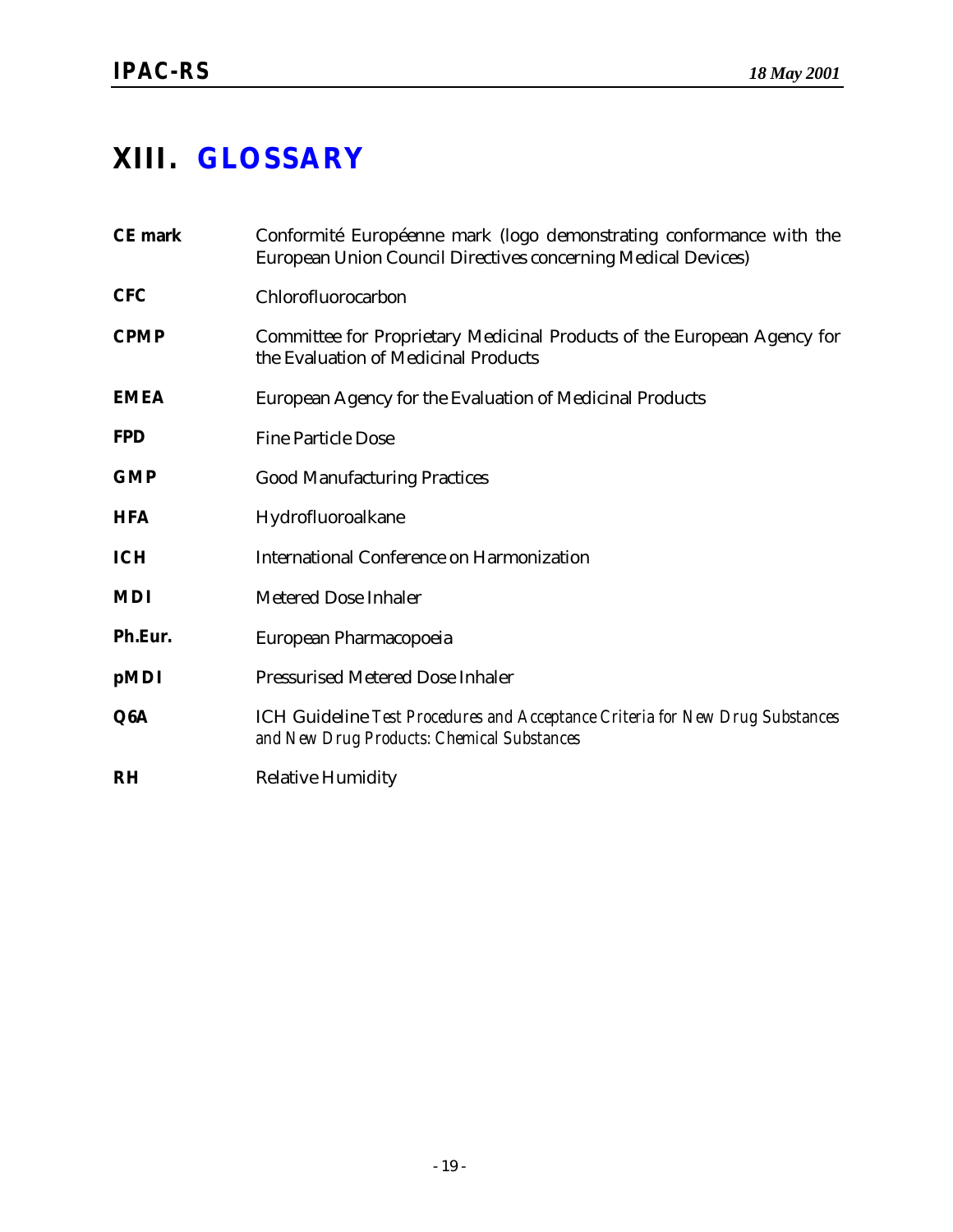# XIII. GLOSSARY

**CE mark** Conformité Européenne mark (logo demonstrating conformance with the European Union Council Directives concerning Medical Devices)

**CFC** Chlorofluorocarbon

**CPMP** Committee for Proprietary Medicinal Products of the European Agency for the Evaluation of Medicinal Products

**EMEA** European Agency for the Evaluation of Medicinal Products

**FPD** Fine Particle Dose

**GMP** Good Manufacturing Practices

**HFA** Hydrofluoroalkane

**ICH** International Conference on Harmonization

**MDI** Metered Dose Inhaler

**Ph.Eur.** European Pharmacopoeia

**pMDI** Pressurised Metered Dose Inhaler

**Q6A** ICH Guideline *Test Procedures and Acceptance Criteria for New Drug Substances and New Drug Products: Chemical Substances*

**RH** Relative Humidity